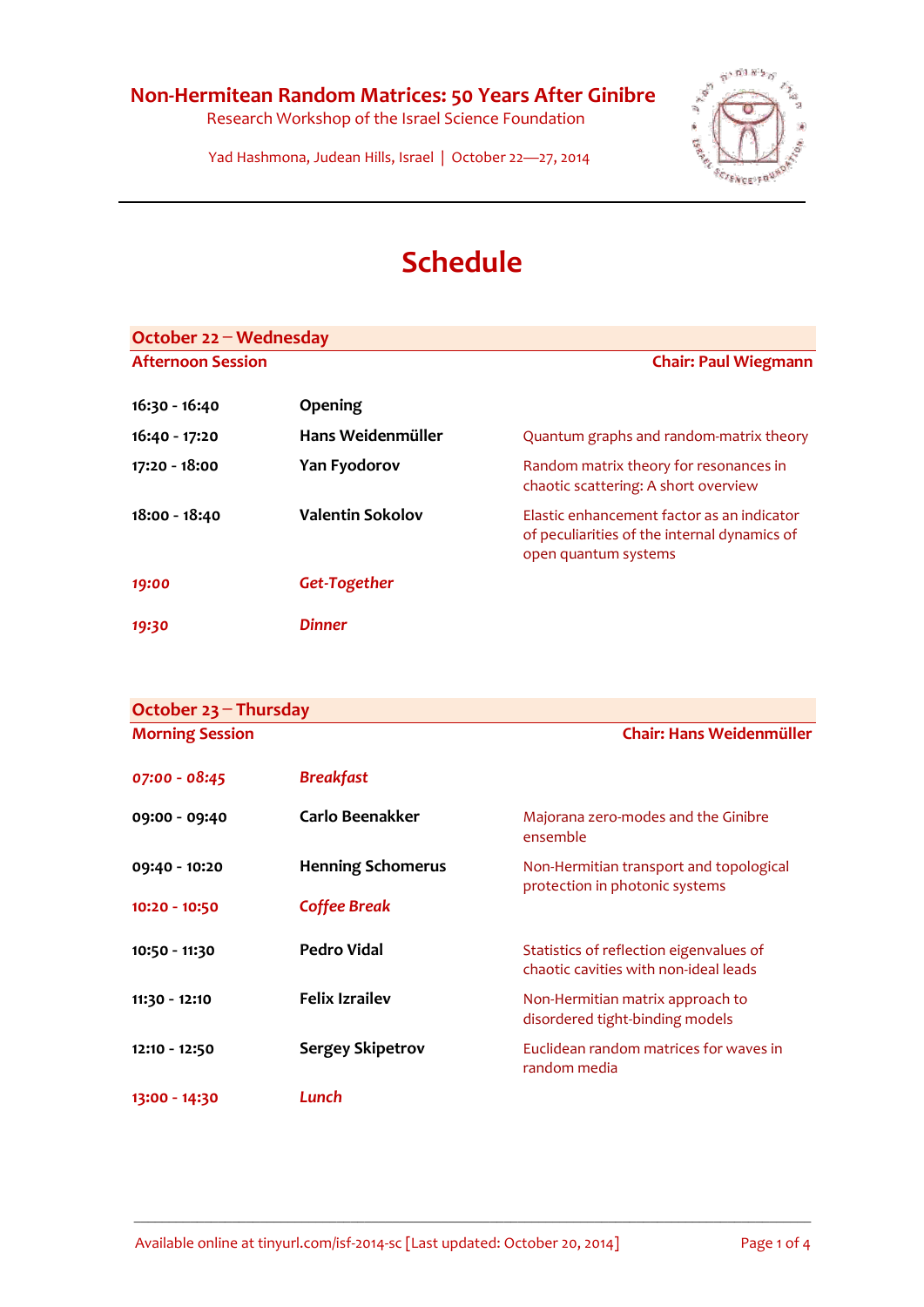# Non-Hermitean Random Matrices: 50 Years After Ginibre

Research Workshop of the Israel Science Foundation

Yad Hashmona, Judean Hills, Israel | October 22—27, 2014

## Schedule

### October 22 – Wednesday

**Afternoon Session** | **Chair: Paul Wiegmann**

| | | |
|---|---|---|
| **16:30 - 16:40** | **Opening** | |
| **16:40 - 17:20** | **Hans Weidenmüller** | Quantum graphs and random-matrix theory |
| **17:20 - 18:00** | **Yan Fyodorov** | Random matrix theory for resonances in chaotic scattering: A short overview |
| **18:00 - 18:40** | **Valentin Sokolov** | Elastic enhancement factor as an indicator of peculiarities of the internal dynamics of open quantum systems |
| ***19:00*** | ***Get-Together*** | |
| ***19:30*** | ***Dinner*** | |

### October 23 – Thursday

**Morning Session** | **Chair: Hans Weidenmüller**

| | | |
|---|---|---|
| ***07:00 - 08:45*** | ***Breakfast*** | |
| **09:00 - 09:40** | **Carlo Beenakker** | Majorana zero-modes and the Ginibre ensemble |
| **09:40 - 10:20** | **Henning Schomerus** | Non-Hermitian transport and topological protection in photonic systems |
| **10:20 - 10:50** | ***Coffee Break*** | |
| **10:50 - 11:30** | **Pedro Vidal** | Statistics of reflection eigenvalues of chaotic cavities with non-ideal leads |
| **11:30 - 12:10** | **Felix Izrailev** | Non-Hermitian matrix approach to disordered tight-binding models |
| **12:10 - 12:50** | **Sergey Skipetrov** | Euclidean random matrices for waves in random media |
| **13:00 - 14:30** | ***Lunch*** | |

Available online at tinyurl.com/isf-2014-sc [Last updated: October 20, 2014]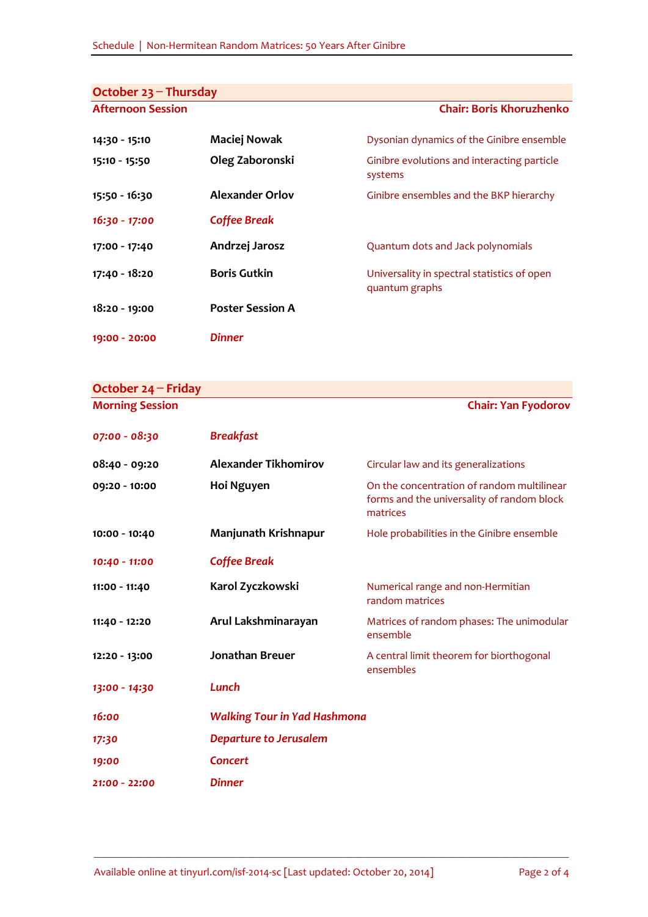## October 23 – Thursday

**Afternoon Session** — **Chair: Boris Khoruzhenko**

| | | |
|---|---|---|
| **14:30 - 15:10** | **Maciej Nowak** | Dysonian dynamics of the Ginibre ensemble |
| **15:10 - 15:50** | **Oleg Zaboronski** | Ginibre evolutions and interacting particle systems |
| **15:50 - 16:30** | **Alexander Orlov** | Ginibre ensembles and the BKP hierarchy |
| ***16:30 - 17:00*** | ***Coffee Break*** | |
| **17:00 - 17:40** | **Andrzej Jarosz** | Quantum dots and Jack polynomials |
| **17:40 - 18:20** | **Boris Gutkin** | Universality in spectral statistics of open quantum graphs |
| **18:20 - 19:00** | **Poster Session A** | |
| ***19:00 - 20:00*** | ***Dinner*** | |

## October 24 – Friday

**Morning Session** — **Chair: Yan Fyodorov**

| | | |
|---|---|---|
| ***07:00 - 08:30*** | ***Breakfast*** | |
| **08:40 - 09:20** | **Alexander Tikhomirov** | Circular law and its generalizations |
| **09:20 - 10:00** | **Hoi Nguyen** | On the concentration of random multilinear forms and the universality of random block matrices |
| **10:00 - 10:40** | **Manjunath Krishnapur** | Hole probabilities in the Ginibre ensemble |
| ***10:40 - 11:00*** | ***Coffee Break*** | |
| **11:00 - 11:40** | **Karol Zyczkowski** | Numerical range and non-Hermitian random matrices |
| **11:40 - 12:20** | **Arul Lakshminarayan** | Matrices of random phases: The unimodular ensemble |
| **12:20 - 13:00** | **Jonathan Breuer** | A central limit theorem for biorthogonal ensembles |
| ***13:00 - 14:30*** | ***Lunch*** | |
| ***16:00*** | ***Walking Tour in Yad Hashmona*** | |
| ***17:30*** | ***Departure to Jerusalem*** | |
| ***19:00*** | ***Concert*** | |
| ***21:00 - 22:00*** | ***Dinner*** | |

Available online at tinyurl.com/isf-2014-sc [Last updated: October 20, 2014]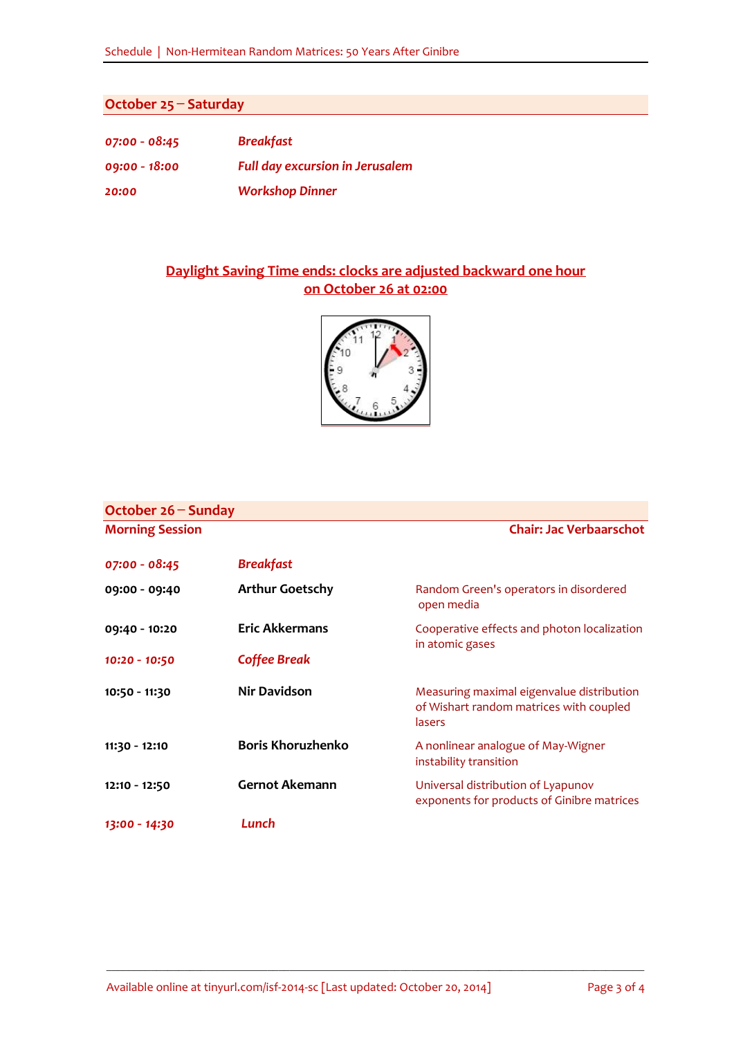## October 25 – Saturday

| | |
|---|---|
| *07:00 - 08:45* | *Breakfast* |
| *09:00 - 18:00* | *Full day excursion in Jerusalem* |
| *20:00* | *Workshop Dinner* |

**Daylight Saving Time ends: clocks are adjusted backward one hour on October 26 at 02:00**

## October 26 – Sunday

**Morning Session** — **Chair: Jac Verbaarschot**

| | | |
|---|---|---|
| *07:00 - 08:45* | *Breakfast* | |
| 09:00 - 09:40 | Arthur Goetschy | Random Green's operators in disordered open media |
| 09:40 - 10:20 | Eric Akkermans | Cooperative effects and photon localization in atomic gases |
| *10:20 - 10:50* | *Coffee Break* | |
| 10:50 - 11:30 | Nir Davidson | Measuring maximal eigenvalue distribution of Wishart random matrices with coupled lasers |
| 11:30 - 12:10 | Boris Khoruzhenko | A nonlinear analogue of May-Wigner instability transition |
| 12:10 - 12:50 | Gernot Akemann | Universal distribution of Lyapunov exponents for products of Ginibre matrices |
| *13:00 - 14:30* | *Lunch* | |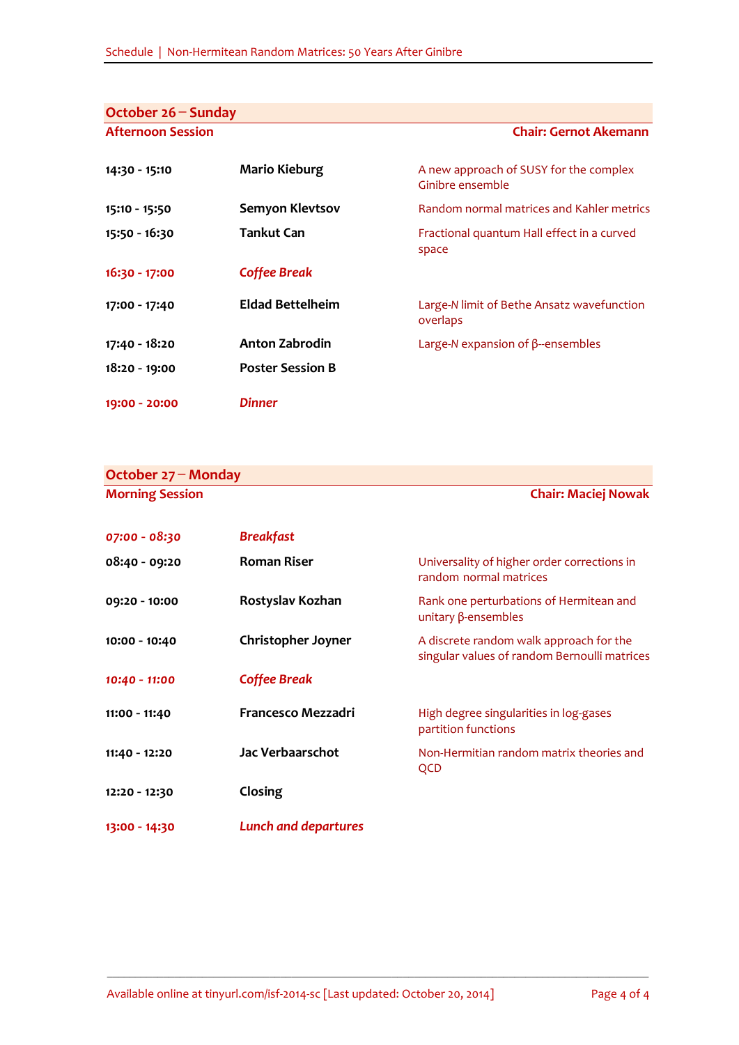## October 26 – Sunday

**Afternoon Session** — **Chair: Gernot Akemann**

| | | |
|---|---|---|
| **14:30 - 15:10** | **Mario Kieburg** | A new approach of SUSY for the complex Ginibre ensemble |
| **15:10 - 15:50** | **Semyon Klevtsov** | Random normal matrices and Kahler metrics |
| **15:50 - 16:30** | **Tankut Can** | Fractional quantum Hall effect in a curved space |
| **16:30 - 17:00** | ***Coffee Break*** | |
| **17:00 - 17:40** | **Eldad Bettelheim** | Large-N limit of Bethe Ansatz wavefunction overlaps |
| **17:40 - 18:20** | **Anton Zabrodin** | Large-N expansion of β--ensembles |
| **18:20 - 19:00** | **Poster Session B** | |
| **19:00 - 20:00** | ***Dinner*** | |

## October 27 – Monday

**Morning Session** — **Chair: Maciej Nowak**

| | | |
|---|---|---|
| ***07:00 - 08:30*** | ***Breakfast*** | |
| **08:40 - 09:20** | **Roman Riser** | Universality of higher order corrections in random normal matrices |
| **09:20 - 10:00** | **Rostyslav Kozhan** | Rank one perturbations of Hermitean and unitary β-ensembles |
| **10:00 - 10:40** | **Christopher Joyner** | A discrete random walk approach for the singular values of random Bernoulli matrices |
| ***10:40 - 11:00*** | ***Coffee Break*** | |
| **11:00 - 11:40** | **Francesco Mezzadri** | High degree singularities in log-gases partition functions |
| **11:40 - 12:20** | **Jac Verbaarschot** | Non-Hermitian random matrix theories and QCD |
| **12:20 - 12:30** | **Closing** | |
| **13:00 - 14:30** | ***Lunch and departures*** | |

Available online at tinyurl.com/isf-2014-sc [Last updated: October 20, 2014]